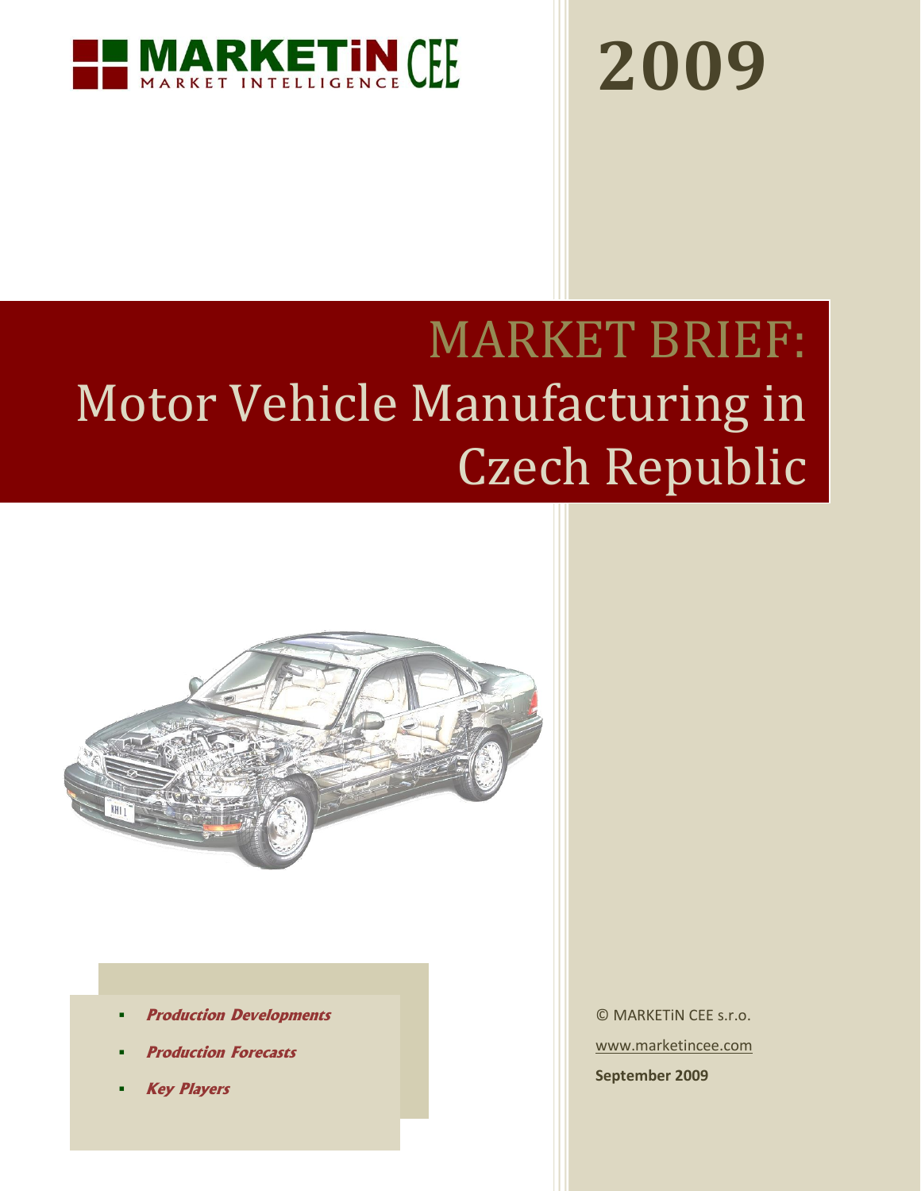MARKETiN CEE
MARKET INTELLIGENCE

# 2009

# MARKET BRIEF: Motor Vehicle Manufacturing in Czech Republic

- ***Production Developments***
- ***Production Forecasts***
- ***Key Players***

© MARKETiN CEE s.r.o.

www.marketincee.com

**September 2009**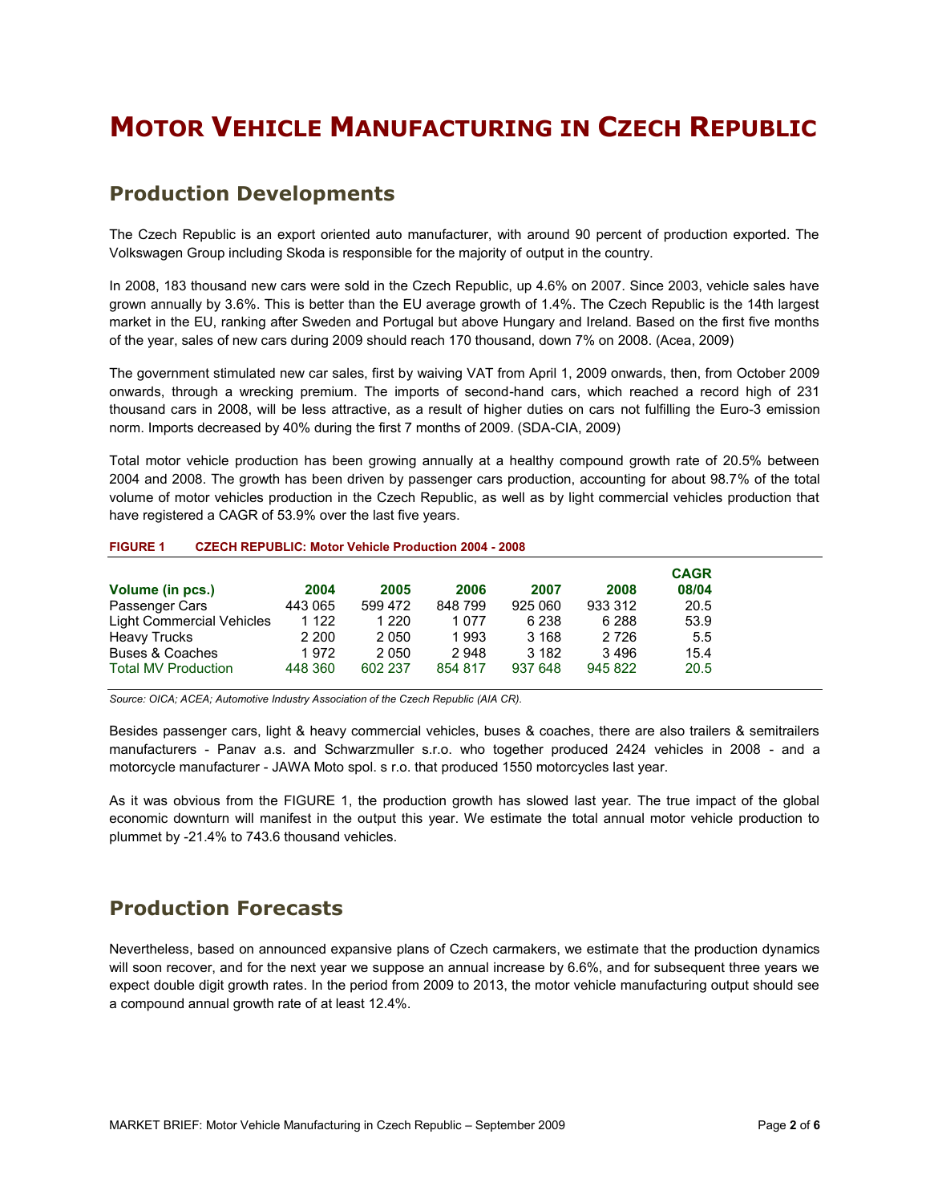# MOTOR VEHICLE MANUFACTURING IN CZECH REPUBLIC

## Production Developments

The Czech Republic is an export oriented auto manufacturer, with around 90 percent of production exported. The Volkswagen Group including Skoda is responsible for the majority of output in the country.

In 2008, 183 thousand new cars were sold in the Czech Republic, up 4.6% on 2007. Since 2003, vehicle sales have grown annually by 3.6%. This is better than the EU average growth of 1.4%. The Czech Republic is the 14th largest market in the EU, ranking after Sweden and Portugal but above Hungary and Ireland. Based on the first five months of the year, sales of new cars during 2009 should reach 170 thousand, down 7% on 2008. (Acea, 2009)

The government stimulated new car sales, first by waiving VAT from April 1, 2009 onwards, then, from October 2009 onwards, through a wrecking premium. The imports of second-hand cars, which reached a record high of 231 thousand cars in 2008, will be less attractive, as a result of higher duties on cars not fulfilling the Euro-3 emission norm. Imports decreased by 40% during the first 7 months of 2009. (SDA-CIA, 2009)

Total motor vehicle production has been growing annually at a healthy compound growth rate of 20.5% between 2004 and 2008. The growth has been driven by passenger cars production, accounting for about 98.7% of the total volume of motor vehicles production in the Czech Republic, as well as by light commercial vehicles production that have registered a CAGR of 53.9% over the last five years.

**FIGURE 1 CZECH REPUBLIC: Motor Vehicle Production 2004 - 2008**

| Volume (in pcs.) | 2004 | 2005 | 2006 | 2007 | 2008 | CAGR 08/04 |
|---|---|---|---|---|---|---|
| Passenger Cars | 443 065 | 599 472 | 848 799 | 925 060 | 933 312 | 20.5 |
| Light Commercial Vehicles | 1 122 | 1 220 | 1 077 | 6 238 | 6 288 | 53.9 |
| Heavy Trucks | 2 200 | 2 050 | 1 993 | 3 168 | 2 726 | 5.5 |
| Buses & Coaches | 1 972 | 2 050 | 2 948 | 3 182 | 3 496 | 15.4 |
| Total MV Production | 448 360 | 602 237 | 854 817 | 937 648 | 945 822 | 20.5 |

*Source: OICA; ACEA; Automotive Industry Association of the Czech Republic (AIA CR).*

Besides passenger cars, light & heavy commercial vehicles, buses & coaches, there are also trailers & semitrailers manufacturers - Panav a.s. and Schwarzmuller s.r.o. who together produced 2424 vehicles in 2008 - and a motorcycle manufacturer - JAWA Moto spol. s r.o. that produced 1550 motorcycles last year.

As it was obvious from the FIGURE 1, the production growth has slowed last year. The true impact of the global economic downturn will manifest in the output this year. We estimate the total annual motor vehicle production to plummet by -21.4% to 743.6 thousand vehicles.

## Production Forecasts

Nevertheless, based on announced expansive plans of Czech carmakers, we estimate that the production dynamics will soon recover, and for the next year we suppose an annual increase by 6.6%, and for subsequent three years we expect double digit growth rates. In the period from 2009 to 2013, the motor vehicle manufacturing output should see a compound annual growth rate of at least 12.4%.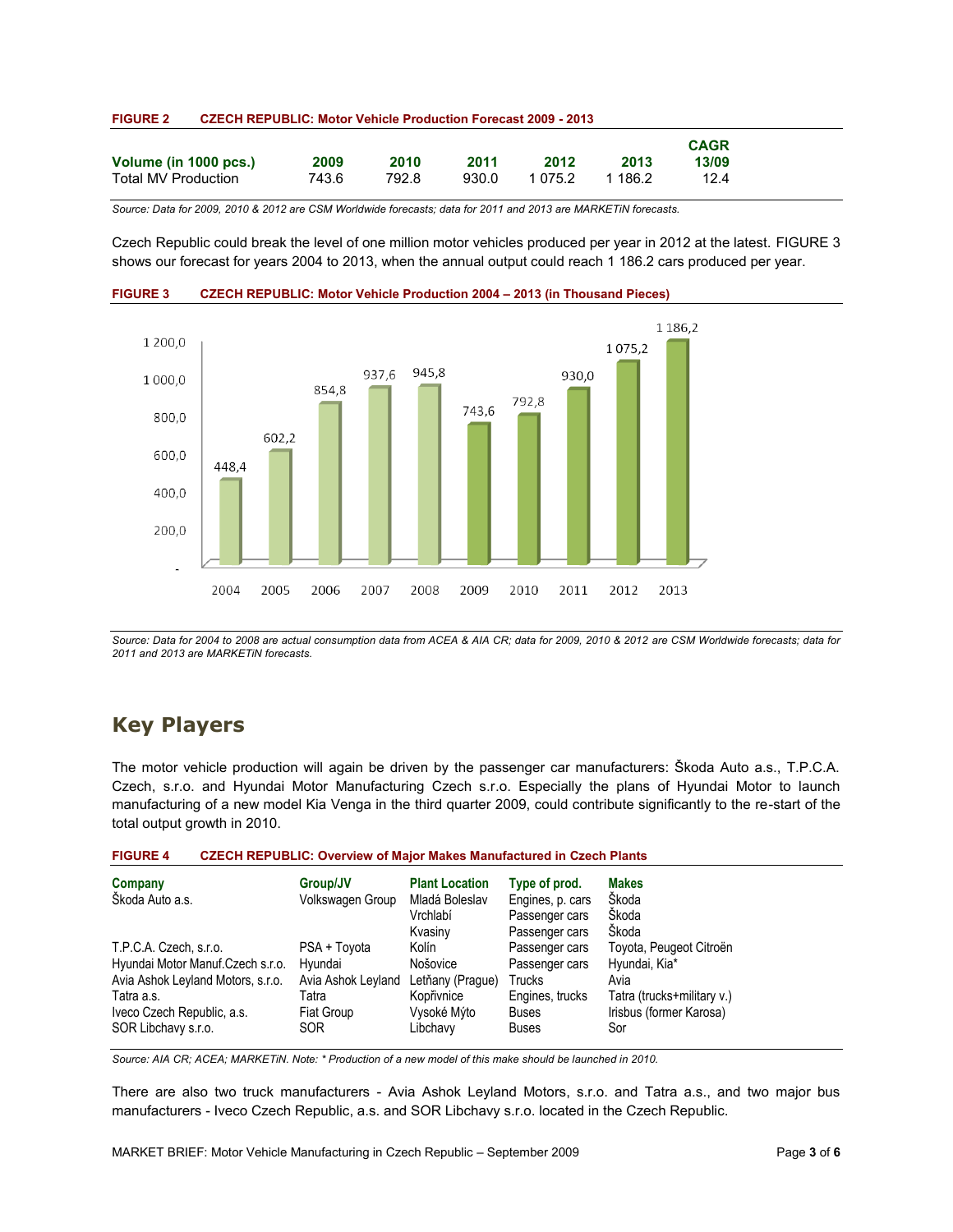**FIGURE 2 CZECH REPUBLIC: Motor Vehicle Production Forecast 2009 - 2013**

| Volume (in 1000 pcs.) | 2009 | 2010 | 2011 | 2012 | 2013 | CAGR 13/09 |
|---|---|---|---|---|---|---|
| Total MV Production | 743.6 | 792.8 | 930.0 | 1 075.2 | 1 186.2 | 12.4 |

*Source: Data for 2009, 2010 & 2012 are CSM Worldwide forecasts; data for 2011 and 2013 are MARKETiN forecasts.*

Czech Republic could break the level of one million motor vehicles produced per year in 2012 at the latest. FIGURE 3 shows our forecast for years 2004 to 2013, when the annual output could reach 1 186.2 cars produced per year.

**FIGURE 3 CZECH REPUBLIC: Motor Vehicle Production 2004 – 2013 (in Thousand Pieces)**

| Year | 2004 | 2005 | 2006 | 2007 | 2008 | 2009 | 2010 | 2011 | 2012 | 2013 |
|---|---|---|---|---|---|---|---|---|---|---|
| Production | 448,4 | 602,2 | 854,8 | 937,6 | 945,8 | 743,6 | 792,8 | 930,0 | 1 075,2 | 1 186,2 |

*Source: Data for 2004 to 2008 are actual consumption data from ACEA & AIA CR; data for 2009, 2010 & 2012 are CSM Worldwide forecasts; data for 2011 and 2013 are MARKETiN forecasts.*

## Key Players

The motor vehicle production will again be driven by the passenger car manufacturers: Škoda Auto a.s., T.P.C.A. Czech, s.r.o. and Hyundai Motor Manufacturing Czech s.r.o. Especially the plans of Hyundai Motor to launch manufacturing of a new model Kia Venga in the third quarter 2009, could contribute significantly to the re-start of the total output growth in 2010.

**FIGURE 4 CZECH REPUBLIC: Overview of Major Makes Manufactured in Czech Plants**

| Company | Group/JV | Plant Location | Type of prod. | Makes |
|---|---|---|---|---|
| Škoda Auto a.s. | Volkswagen Group | Mladá Boleslav | Engines, p. cars | Škoda |
| | | Vrchlabí | Passenger cars | Škoda |
| | | Kvasiny | Passenger cars | Škoda |
| T.P.C.A. Czech, s.r.o. | PSA + Toyota | Kolín | Passenger cars | Toyota, Peugeot Citroën |
| Hyundai Motor Manuf.Czech s.r.o. | Hyundai | Nošovice | Passenger cars | Hyundai, Kia* |
| Avia Ashok Leyland Motors, s.r.o. | Avia Ashok Leyland | Letňany (Prague) | Trucks | Avia |
| Tatra a.s. | Tatra | Kopřivnice | Engines, trucks | Tatra (trucks+military v.) |
| Iveco Czech Republic, a.s. | Fiat Group | Vysoké Mýto | Buses | Irisbus (former Karosa) |
| SOR Libchavy s.r.o. | SOR | Libchavy | Buses | Sor |

*Source: AIA CR; ACEA; MARKETiN. Note: * Production of a new model of this make should be launched in 2010.*

There are also two truck manufacturers - Avia Ashok Leyland Motors, s.r.o. and Tatra a.s., and two major bus manufacturers - Iveco Czech Republic, a.s. and SOR Libchavy s.r.o. located in the Czech Republic.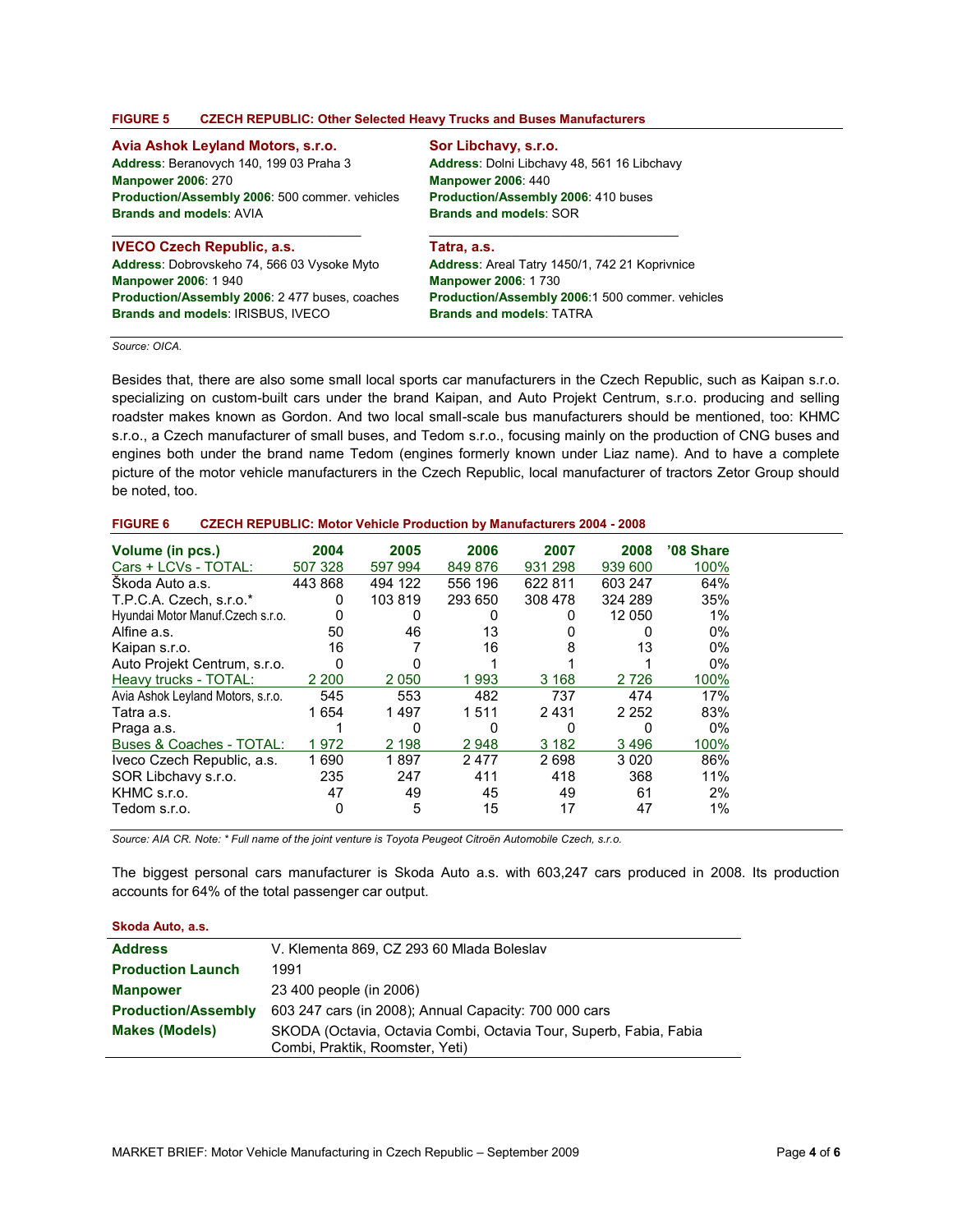**FIGURE 5 CZECH REPUBLIC: Other Selected Heavy Trucks and Buses Manufacturers**

**Avia Ashok Leyland Motors, s.r.o.**
**Address**: Beranovych 140, 199 03 Praha 3
**Manpower 2006**: 270
**Production/Assembly 2006**: 500 commer. vehicles
**Brands and models**: AVIA

**Sor Libchavy, s.r.o.**
**Address**: Dolni Libchavy 48, 561 16 Libchavy
**Manpower 2006**: 440
**Production/Assembly 2006**: 410 buses
**Brands and models**: SOR

**IVECO Czech Republic, a.s.**
**Address**: Dobrovskeho 74, 566 03 Vysoke Myto
**Manpower 2006**: 1 940
**Production/Assembly 2006**: 2 477 buses, coaches
**Brands and models**: IRISBUS, IVECO

**Tatra, a.s.**
**Address**: Areal Tatry 1450/1, 742 21 Koprivnice
**Manpower 2006**: 1 730
**Production/Assembly 2006**:1 500 commer. vehicles
**Brands and models**: TATRA

*Source: OICA.*

Besides that, there are also some small local sports car manufacturers in the Czech Republic, such as Kaipan s.r.o. specializing on custom-built cars under the brand Kaipan, and Auto Projekt Centrum, s.r.o. producing and selling roadster makes known as Gordon. And two local small-scale bus manufacturers should be mentioned, too: KHMC s.r.o., a Czech manufacturer of small buses, and Tedom s.r.o., focusing mainly on the production of CNG buses and engines both under the brand name Tedom (engines formerly known under Liaz name). And to have a complete picture of the motor vehicle manufacturers in the Czech Republic, local manufacturer of tractors Zetor Group should be noted, too.

**FIGURE 6 CZECH REPUBLIC: Motor Vehicle Production by Manufacturers 2004 - 2008**

| Volume (in pcs.) | 2004 | 2005 | 2006 | 2007 | 2008 | '08 Share |
|---|---|---|---|---|---|---|
| Cars + LCVs - TOTAL: | 507 328 | 597 994 | 849 876 | 931 298 | 939 600 | 100% |
| Škoda Auto a.s. | 443 868 | 494 122 | 556 196 | 622 811 | 603 247 | 64% |
| T.P.C.A. Czech, s.r.o.* | 0 | 103 819 | 293 650 | 308 478 | 324 289 | 35% |
| Hyundai Motor Manuf.Czech s.r.o. | 0 | 0 | 0 | 0 | 12 050 | 1% |
| Alfine a.s. | 50 | 46 | 13 | 0 | 0 | 0% |
| Kaipan s.r.o. | 16 | 7 | 16 | 8 | 13 | 0% |
| Auto Projekt Centrum, s.r.o. | 0 | 0 | 1 | 1 | 1 | 0% |
| Heavy trucks - TOTAL: | 2 200 | 2 050 | 1 993 | 3 168 | 2 726 | 100% |
| Avia Ashok Leyland Motors, s.r.o. | 545 | 553 | 482 | 737 | 474 | 17% |
| Tatra a.s. | 1 654 | 1 497 | 1 511 | 2 431 | 2 252 | 83% |
| Praga a.s. | 1 | 0 | 0 | 0 | 0 | 0% |
| Buses & Coaches - TOTAL: | 1 972 | 2 198 | 2 948 | 3 182 | 3 496 | 100% |
| Iveco Czech Republic, a.s. | 1 690 | 1 897 | 2 477 | 2 698 | 3 020 | 86% |
| SOR Libchavy s.r.o. | 235 | 247 | 411 | 418 | 368 | 11% |
| KHMC s.r.o. | 47 | 49 | 45 | 49 | 61 | 2% |
| Tedom s.r.o. | 0 | 5 | 15 | 17 | 47 | 1% |

*Source: AIA CR. Note: * Full name of the joint venture is Toyota Peugeot Citroën Automobile Czech, s.r.o.*

The biggest personal cars manufacturer is Skoda Auto a.s. with 603,247 cars produced in 2008. Its production accounts for 64% of the total passenger car output.

**Skoda Auto, a.s.**

| | |
|---|---|
| **Address** | V. Klementa 869, CZ 293 60 Mlada Boleslav |
| **Production Launch** | 1991 |
| **Manpower** | 23 400 people (in 2006) |
| **Production/Assembly** | 603 247 cars (in 2008); Annual Capacity: 700 000 cars |
| **Makes (Models)** | SKODA (Octavia, Octavia Combi, Octavia Tour, Superb, Fabia, Fabia Combi, Praktik, Roomster, Yeti) |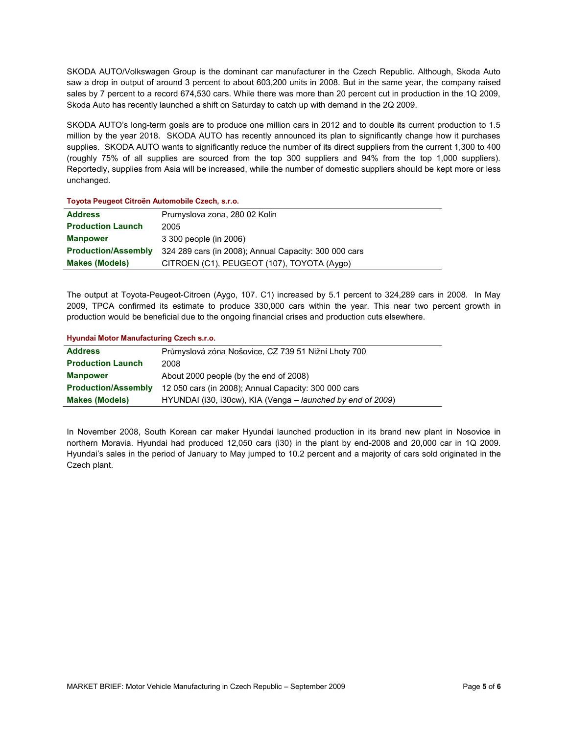SKODA AUTO/Volkswagen Group is the dominant car manufacturer in the Czech Republic. Although, Skoda Auto saw a drop in output of around 3 percent to about 603,200 units in 2008. But in the same year, the company raised sales by 7 percent to a record 674,530 cars. While there was more than 20 percent cut in production in the 1Q 2009, Skoda Auto has recently launched a shift on Saturday to catch up with demand in the 2Q 2009.

SKODA AUTO's long-term goals are to produce one million cars in 2012 and to double its current production to 1.5 million by the year 2018. SKODA AUTO has recently announced its plan to significantly change how it purchases supplies. SKODA AUTO wants to significantly reduce the number of its direct suppliers from the current 1,300 to 400 (roughly 75% of all supplies are sourced from the top 300 suppliers and 94% from the top 1,000 suppliers). Reportedly, supplies from Asia will be increased, while the number of domestic suppliers should be kept more or less unchanged.

**Toyota Peugeot Citroën Automobile Czech, s.r.o.**

| | |
|---|---|
| **Address** | Prumyslova zona, 280 02 Kolin |
| **Production Launch** | 2005 |
| **Manpower** | 3 300 people (in 2006) |
| **Production/Assembly** | 324 289 cars (in 2008); Annual Capacity: 300 000 cars |
| **Makes (Models)** | CITROEN (C1), PEUGEOT (107), TOYOTA (Aygo) |

The output at Toyota-Peugeot-Citroen (Aygo, 107. C1) increased by 5.1 percent to 324,289 cars in 2008. In May 2009, TPCA confirmed its estimate to produce 330,000 cars within the year. This near two percent growth in production would be beneficial due to the ongoing financial crises and production cuts elsewhere.

**Hyundai Motor Manufacturing Czech s.r.o.**

| | |
|---|---|
| **Address** | Průmyslová zóna Nošovice, CZ 739 51 Nižní Lhoty 700 |
| **Production Launch** | 2008 |
| **Manpower** | About 2000 people (by the end of 2008) |
| **Production/Assembly** | 12 050 cars (in 2008); Annual Capacity: 300 000 cars |
| **Makes (Models)** | HYUNDAI (i30, i30cw), KIA (Venga – *launched by end of 2009*) |

In November 2008, South Korean car maker Hyundai launched production in its brand new plant in Nosovice in northern Moravia. Hyundai had produced 12,050 cars (i30) in the plant by end-2008 and 20,000 car in 1Q 2009. Hyundai's sales in the period of January to May jumped to 10.2 percent and a majority of cars sold originated in the Czech plant.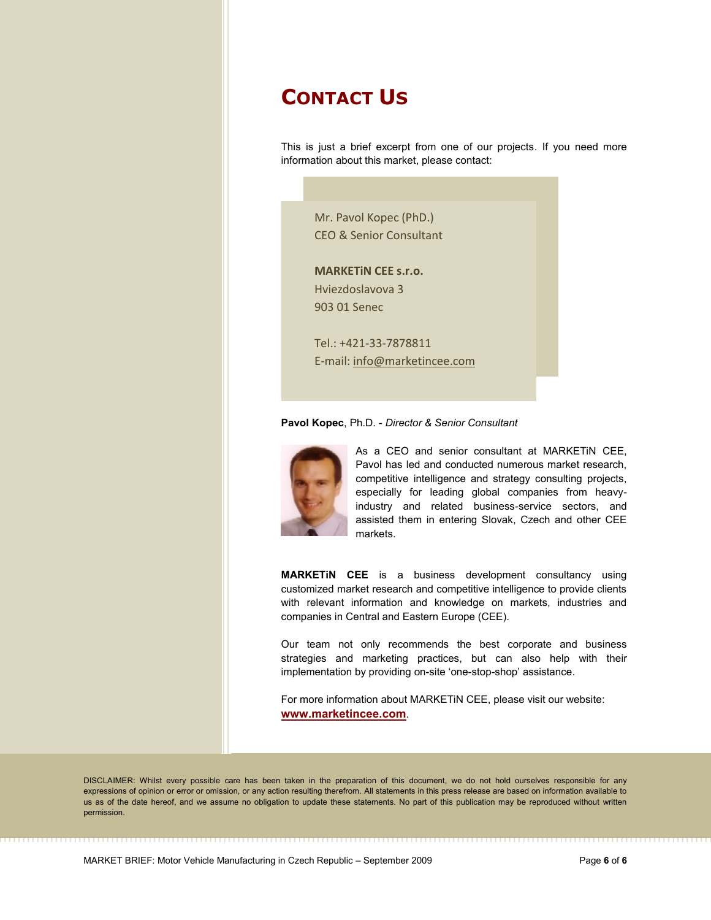# Contact Us

This is just a brief excerpt from one of our projects. If you need more information about this market, please contact:

Mr. Pavol Kopec (PhD.)
CEO & Senior Consultant

**MARKETiN CEE s.r.o.**
Hviezdoslavova 3
903 01 Senec

Tel.: +421-33-7878811
E-mail: info@marketincee.com

**Pavol Kopec**, Ph.D. - *Director & Senior Consultant*

As a CEO and senior consultant at MARKETiN CEE, Pavol has led and conducted numerous market research, competitive intelligence and strategy consulting projects, especially for leading global companies from heavy-industry and related business-service sectors, and assisted them in entering Slovak, Czech and other CEE markets.

**MARKETiN CEE** is a business development consultancy using customized market research and competitive intelligence to provide clients with relevant information and knowledge on markets, industries and companies in Central and Eastern Europe (CEE).

Our team not only recommends the best corporate and business strategies and marketing practices, but can also help with their implementation by providing on-site 'one-stop-shop' assistance.

For more information about MARKETiN CEE, please visit our website: **www.marketincee.com**.

DISCLAIMER: Whilst every possible care has been taken in the preparation of this document, we do not hold ourselves responsible for any expressions of opinion or error or omission, or any action resulting therefrom. All statements in this press release are based on information available to us as of the date hereof, and we assume no obligation to update these statements. No part of this publication may be reproduced without written permission.